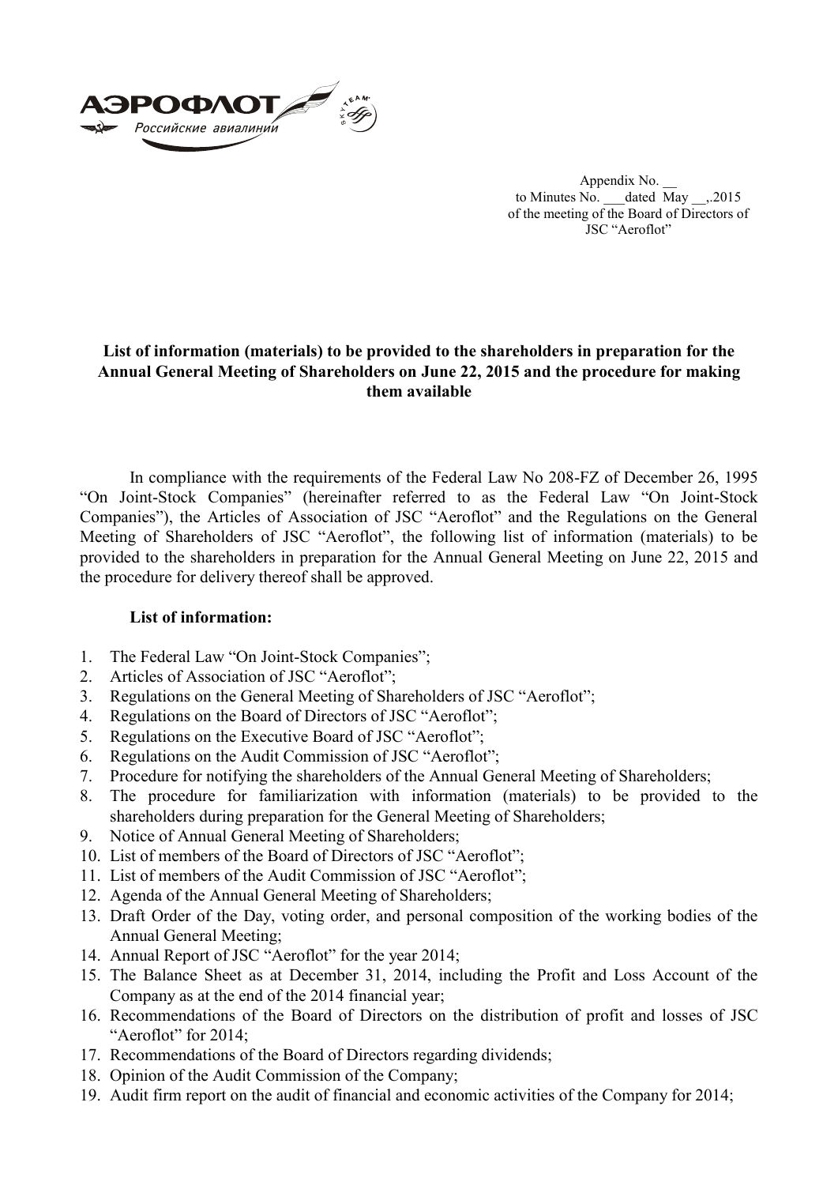Appendix No. __
to Minutes No. ___dated May __,.2015
of the meeting of the Board of Directors of
JSC "Aeroflot"

**List of information (materials) to be provided to the shareholders in preparation for the Annual General Meeting of Shareholders on June 22, 2015 and the procedure for making them available**

In compliance with the requirements of the Federal Law No 208-FZ of December 26, 1995 "On Joint-Stock Companies" (hereinafter referred to as the Federal Law "On Joint-Stock Companies"), the Articles of Association of JSC "Aeroflot" and the Regulations on the General Meeting of Shareholders of JSC "Aeroflot", the following list of information (materials) to be provided to the shareholders in preparation for the Annual General Meeting on June 22, 2015 and the procedure for delivery thereof shall be approved.

**List of information:**

1. The Federal Law "On Joint-Stock Companies";
2. Articles of Association of JSC "Aeroflot";
3. Regulations on the General Meeting of Shareholders of JSC "Aeroflot";
4. Regulations on the Board of Directors of JSC "Aeroflot";
5. Regulations on the Executive Board of JSC "Aeroflot";
6. Regulations on the Audit Commission of JSC "Aeroflot";
7. Procedure for notifying the shareholders of the Annual General Meeting of Shareholders;
8. The procedure for familiarization with information (materials) to be provided to the shareholders during preparation for the General Meeting of Shareholders;
9. Notice of Annual General Meeting of Shareholders;
10. List of members of the Board of Directors of JSC "Aeroflot";
11. List of members of the Audit Commission of JSC "Aeroflot";
12. Agenda of the Annual General Meeting of Shareholders;
13. Draft Order of the Day, voting order, and personal composition of the working bodies of the Annual General Meeting;
14. Annual Report of JSC "Aeroflot" for the year 2014;
15. The Balance Sheet as at December 31, 2014, including the Profit and Loss Account of the Company as at the end of the 2014 financial year;
16. Recommendations of the Board of Directors on the distribution of profit and losses of JSC "Aeroflot" for 2014;
17. Recommendations of the Board of Directors regarding dividends;
18. Opinion of the Audit Commission of the Company;
19. Audit firm report on the audit of financial and economic activities of the Company for 2014;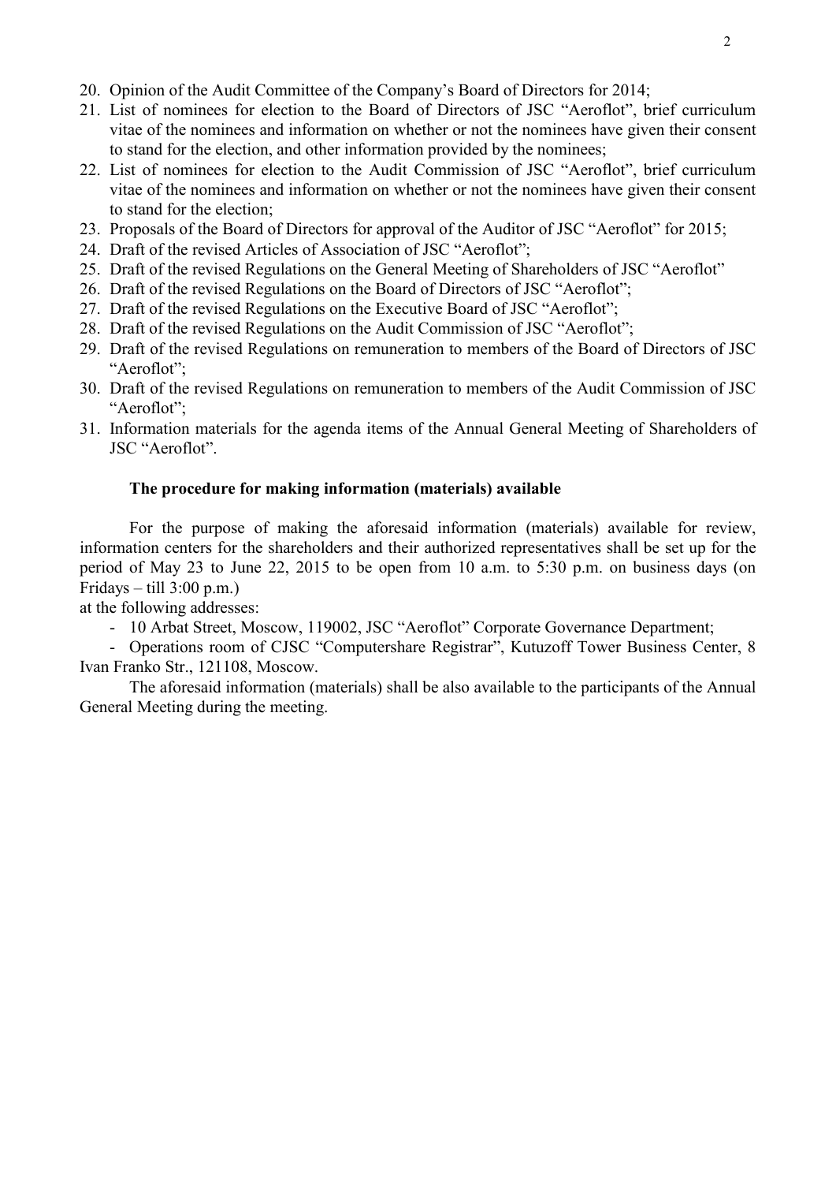20. Opinion of the Audit Committee of the Company's Board of Directors for 2014;
21. List of nominees for election to the Board of Directors of JSC "Aeroflot", brief curriculum vitae of the nominees and information on whether or not the nominees have given their consent to stand for the election, and other information provided by the nominees;
22. List of nominees for election to the Audit Commission of JSC "Aeroflot", brief curriculum vitae of the nominees and information on whether or not the nominees have given their consent to stand for the election;
23. Proposals of the Board of Directors for approval of the Auditor of JSC "Aeroflot" for 2015;
24. Draft of the revised Articles of Association of JSC "Aeroflot";
25. Draft of the revised Regulations on the General Meeting of Shareholders of JSC "Aeroflot"
26. Draft of the revised Regulations on the Board of Directors of JSC "Aeroflot";
27. Draft of the revised Regulations on the Executive Board of JSC "Aeroflot";
28. Draft of the revised Regulations on the Audit Commission of JSC "Aeroflot";
29. Draft of the revised Regulations on remuneration to members of the Board of Directors of JSC "Aeroflot";
30. Draft of the revised Regulations on remuneration to members of the Audit Commission of JSC "Aeroflot";
31. Information materials for the agenda items of the Annual General Meeting of Shareholders of JSC "Aeroflot".

**The procedure for making information (materials) available**

For the purpose of making the aforesaid information (materials) available for review, information centers for the shareholders and their authorized representatives shall be set up for the period of May 23 to June 22, 2015 to be open from 10 a.m. to 5:30 p.m. on business days (on Fridays – till 3:00 p.m.)
at the following addresses:

- 10 Arbat Street, Moscow, 119002, JSC "Aeroflot" Corporate Governance Department;
- Operations room of CJSC "Computershare Registrar", Kutuzoff Tower Business Center, 8 Ivan Franko Str., 121108, Moscow.

The aforesaid information (materials) shall be also available to the participants of the Annual General Meeting during the meeting.